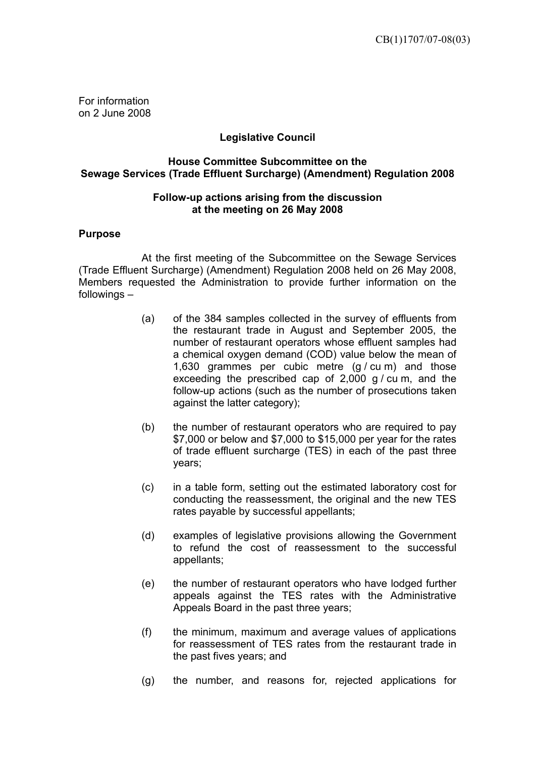CB(1)1707/07-08(03)

For information
on 2 June 2008

**Legislative Council**

**House Committee Subcommittee on the Sewage Services (Trade Effluent Surcharge) (Amendment) Regulation 2008**

**Follow-up actions arising from the discussion at the meeting on 26 May 2008**

**Purpose**

At the first meeting of the Subcommittee on the Sewage Services (Trade Effluent Surcharge) (Amendment) Regulation 2008 held on 26 May 2008, Members requested the Administration to provide further information on the followings –

(a) of the 384 samples collected in the survey of effluents from the restaurant trade in August and September 2005, the number of restaurant operators whose effluent samples had a chemical oxygen demand (COD) value below the mean of 1,630 grammes per cubic metre (g / cu m) and those exceeding the prescribed cap of 2,000 g / cu m, and the follow-up actions (such as the number of prosecutions taken against the latter category);

(b) the number of restaurant operators who are required to pay $7,000 or below and $7,000 to $15,000 per year for the rates of trade effluent surcharge (TES) in each of the past three years;

(c) in a table form, setting out the estimated laboratory cost for conducting the reassessment, the original and the new TES rates payable by successful appellants;

(d) examples of legislative provisions allowing the Government to refund the cost of reassessment to the successful appellants;

(e) the number of restaurant operators who have lodged further appeals against the TES rates with the Administrative Appeals Board in the past three years;

(f) the minimum, maximum and average values of applications for reassessment of TES rates from the restaurant trade in the past fives years; and

(g) the number, and reasons for, rejected applications for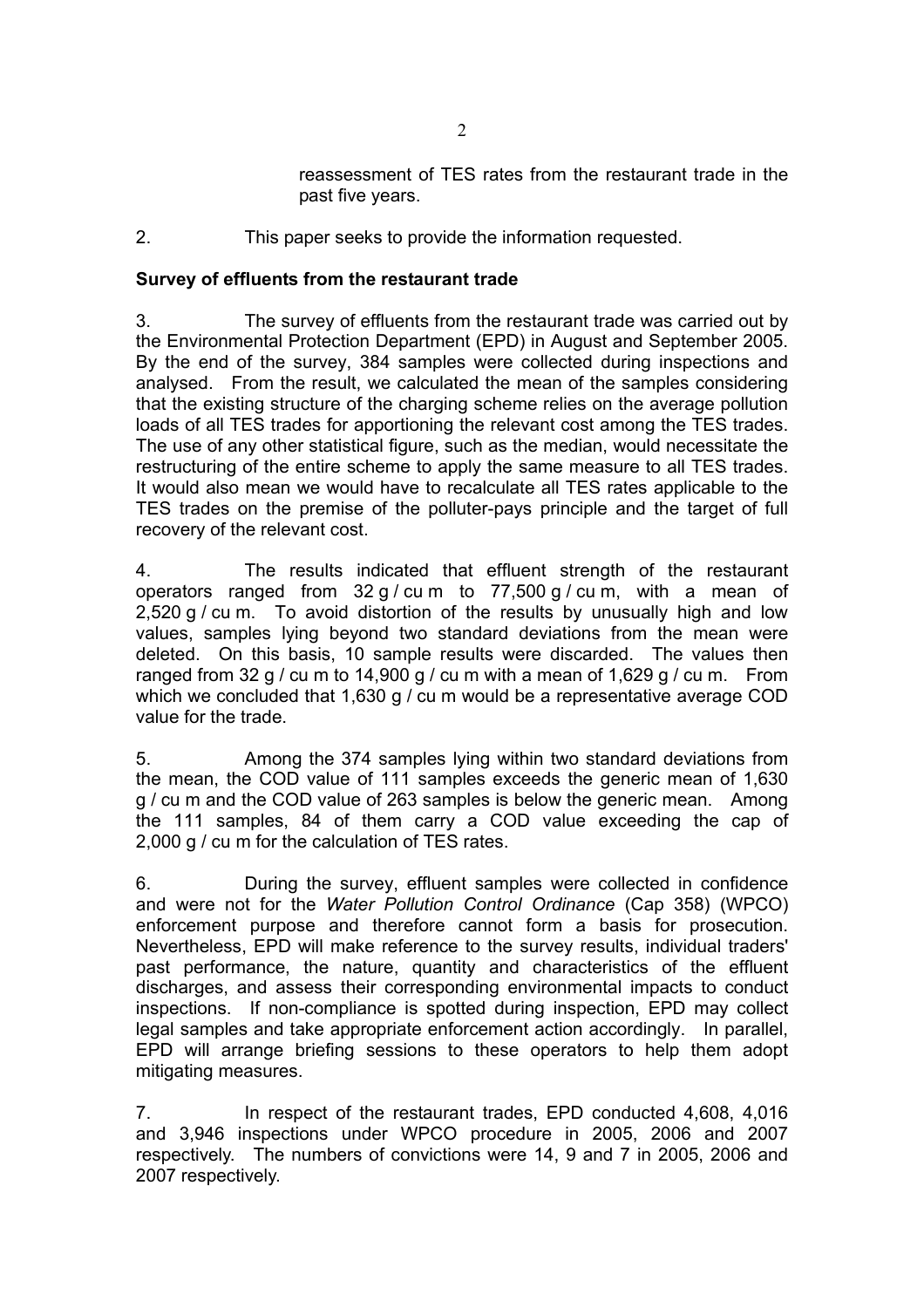reassessment of TES rates from the restaurant trade in the past five years.

2. This paper seeks to provide the information requested.

**Survey of effluents from the restaurant trade**

3. The survey of effluents from the restaurant trade was carried out by the Environmental Protection Department (EPD) in August and September 2005. By the end of the survey, 384 samples were collected during inspections and analysed. From the result, we calculated the mean of the samples considering that the existing structure of the charging scheme relies on the average pollution loads of all TES trades for apportioning the relevant cost among the TES trades. The use of any other statistical figure, such as the median, would necessitate the restructuring of the entire scheme to apply the same measure to all TES trades. It would also mean we would have to recalculate all TES rates applicable to the TES trades on the premise of the polluter-pays principle and the target of full recovery of the relevant cost.

4. The results indicated that effluent strength of the restaurant operators ranged from 32 g / cu m to 77,500 g / cu m, with a mean of 2,520 g / cu m. To avoid distortion of the results by unusually high and low values, samples lying beyond two standard deviations from the mean were deleted. On this basis, 10 sample results were discarded. The values then ranged from 32 g / cu m to 14,900 g / cu m with a mean of 1,629 g / cu m. From which we concluded that 1,630 g / cu m would be a representative average COD value for the trade.

5. Among the 374 samples lying within two standard deviations from the mean, the COD value of 111 samples exceeds the generic mean of 1,630 g / cu m and the COD value of 263 samples is below the generic mean. Among the 111 samples, 84 of them carry a COD value exceeding the cap of 2,000 g / cu m for the calculation of TES rates.

6. During the survey, effluent samples were collected in confidence and were not for the *Water Pollution Control Ordinance* (Cap 358) (WPCO) enforcement purpose and therefore cannot form a basis for prosecution. Nevertheless, EPD will make reference to the survey results, individual traders' past performance, the nature, quantity and characteristics of the effluent discharges, and assess their corresponding environmental impacts to conduct inspections. If non-compliance is spotted during inspection, EPD may collect legal samples and take appropriate enforcement action accordingly. In parallel, EPD will arrange briefing sessions to these operators to help them adopt mitigating measures.

7. In respect of the restaurant trades, EPD conducted 4,608, 4,016 and 3,946 inspections under WPCO procedure in 2005, 2006 and 2007 respectively. The numbers of convictions were 14, 9 and 7 in 2005, 2006 and 2007 respectively.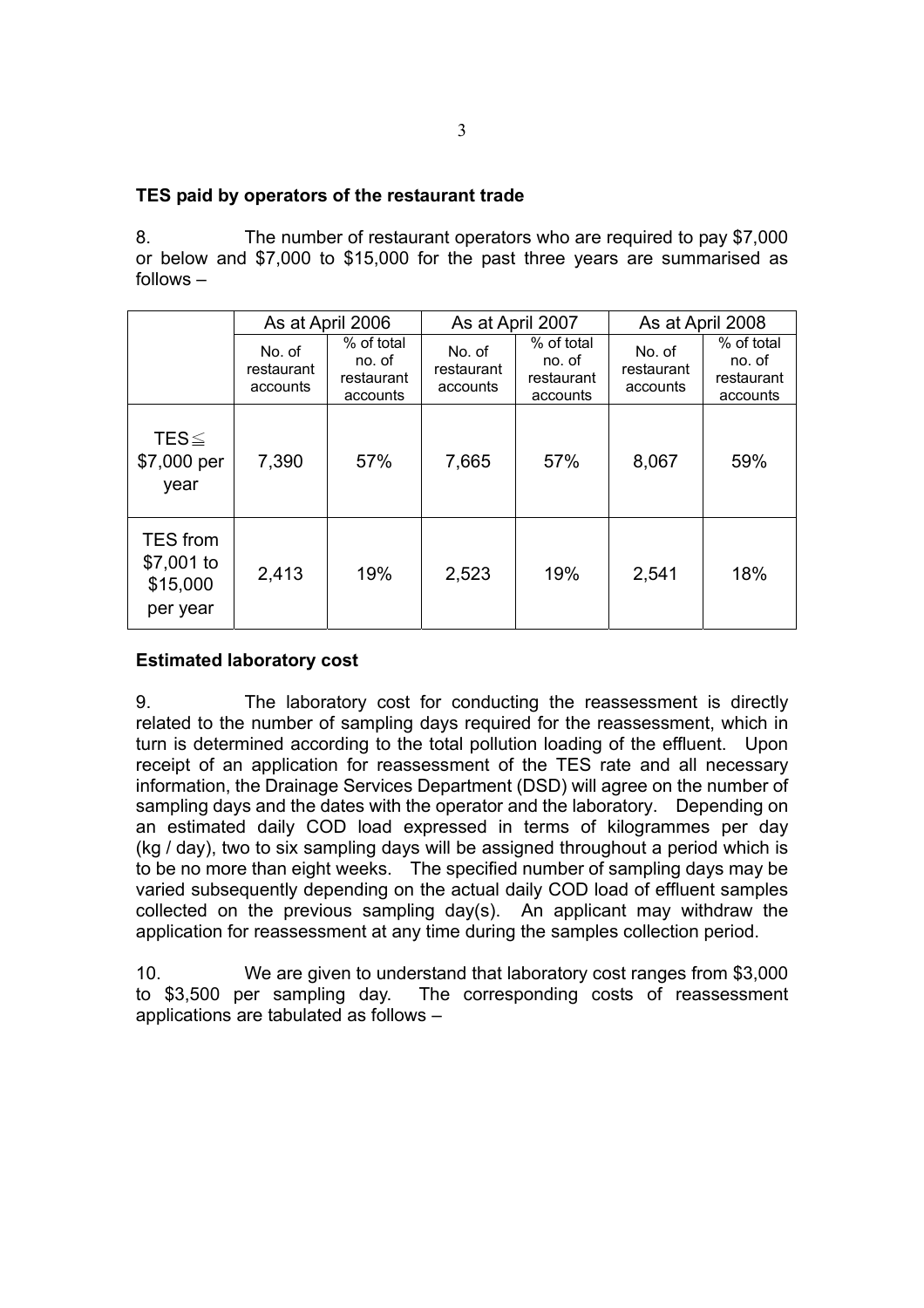**TES paid by operators of the restaurant trade**

8. The number of restaurant operators who are required to pay $7,000 or below and $7,000 to $15,000 for the past three years are summarised as follows –

| | As at April 2006 | | As at April 2007 | | As at April 2008 | |
|---|---|---|---|---|---|---|
| | No. of restaurant accounts | % of total no. of restaurant accounts | No. of restaurant accounts | % of total no. of restaurant accounts | No. of restaurant accounts | % of total no. of restaurant accounts |
| TES ≦ $7,000 per year | 7,390 | 57% | 7,665 | 57% | 8,067 | 59% |
| TES from $7,001 to $15,000 per year | 2,413 | 19% | 2,523 | 19% | 2,541 | 18% |

**Estimated laboratory cost**

9. The laboratory cost for conducting the reassessment is directly related to the number of sampling days required for the reassessment, which in turn is determined according to the total pollution loading of the effluent. Upon receipt of an application for reassessment of the TES rate and all necessary information, the Drainage Services Department (DSD) will agree on the number of sampling days and the dates with the operator and the laboratory. Depending on an estimated daily COD load expressed in terms of kilogrammes per day (kg / day), two to six sampling days will be assigned throughout a period which is to be no more than eight weeks. The specified number of sampling days may be varied subsequently depending on the actual daily COD load of effluent samples collected on the previous sampling day(s). An applicant may withdraw the application for reassessment at any time during the samples collection period.

10. We are given to understand that laboratory cost ranges from $3,000 to $3,500 per sampling day. The corresponding costs of reassessment applications are tabulated as follows –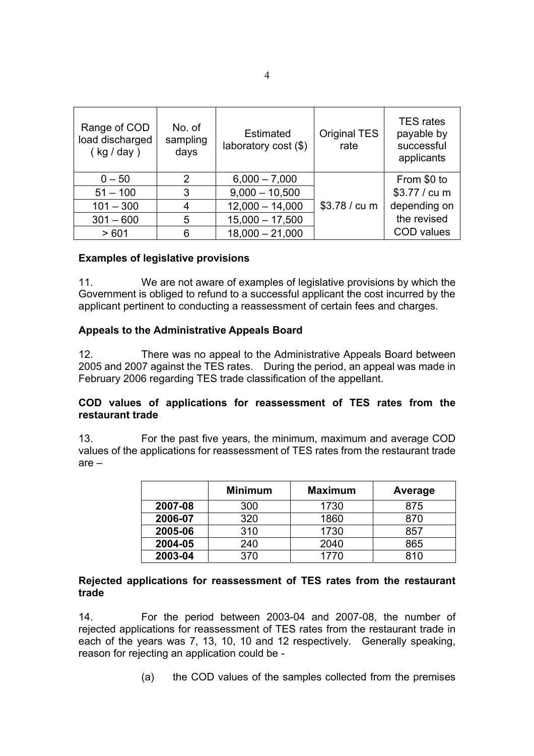| Range of COD load discharged ( kg / day ) | No. of sampling days | Estimated laboratory cost ($) | Original TES rate | TES rates payable by successful applicants |
|---|---|---|---|---|
| 0 – 50 | 2 | 6,000 – 7,000 | $3.78 / cu m | From $0 to $3.77 / cu m depending on the revised COD values |
| 51 – 100 | 3 | 9,000 – 10,500 | | |
| 101 – 300 | 4 | 12,000 – 14,000 | | |
| 301 – 600 | 5 | 15,000 – 17,500 | | |
| > 601 | 6 | 18,000 – 21,000 | | |

**Examples of legislative provisions**

11. We are not aware of examples of legislative provisions by which the Government is obliged to refund to a successful applicant the cost incurred by the applicant pertinent to conducting a reassessment of certain fees and charges.

**Appeals to the Administrative Appeals Board**

12. There was no appeal to the Administrative Appeals Board between 2005 and 2007 against the TES rates. During the period, an appeal was made in February 2006 regarding TES trade classification of the appellant.

**COD values of applications for reassessment of TES rates from the restaurant trade**

13. For the past five years, the minimum, maximum and average COD values of the applications for reassessment of TES rates from the restaurant trade are –

| | **Minimum** | **Maximum** | **Average** |
|---|---|---|---|
| **2007-08** | 300 | 1730 | 875 |
| **2006-07** | 320 | 1860 | 870 |
| **2005-06** | 310 | 1730 | 857 |
| **2004-05** | 240 | 2040 | 865 |
| **2003-04** | 370 | 1770 | 810 |

**Rejected applications for reassessment of TES rates from the restaurant trade**

14. For the period between 2003-04 and 2007-08, the number of rejected applications for reassessment of TES rates from the restaurant trade in each of the years was 7, 13, 10, 10 and 12 respectively. Generally speaking, reason for rejecting an application could be -

(a) the COD values of the samples collected from the premises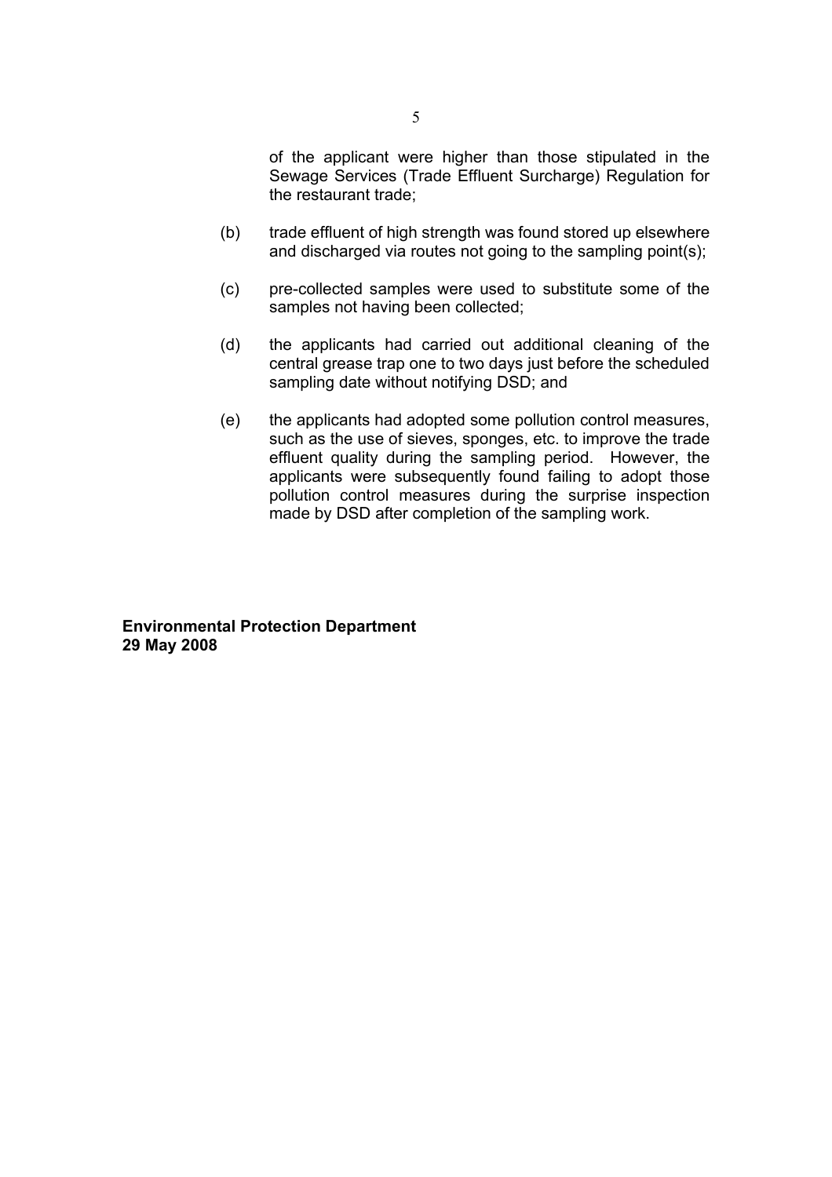of the applicant were higher than those stipulated in the Sewage Services (Trade Effluent Surcharge) Regulation for the restaurant trade;

(b) trade effluent of high strength was found stored up elsewhere and discharged via routes not going to the sampling point(s);

(c) pre-collected samples were used to substitute some of the samples not having been collected;

(d) the applicants had carried out additional cleaning of the central grease trap one to two days just before the scheduled sampling date without notifying DSD; and

(e) the applicants had adopted some pollution control measures, such as the use of sieves, sponges, etc. to improve the trade effluent quality during the sampling period. However, the applicants were subsequently found failing to adopt those pollution control measures during the surprise inspection made by DSD after completion of the sampling work.

**Environmental Protection Department**
**29 May 2008**